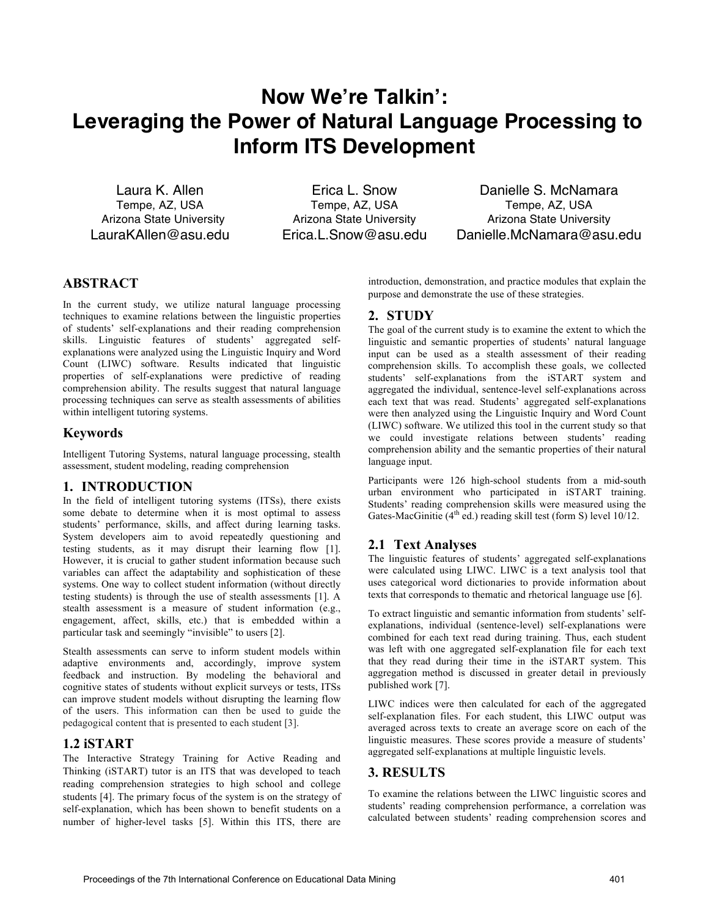# Now We're Talkin': Leveraging the Power of Natural Language Processing to Inform ITS Development

Laura K. Allen
Tempe, AZ, USA
Arizona State University
LauraKAllen@asu.edu

Erica L. Snow
Tempe, AZ, USA
Arizona State University
Erica.L.Snow@asu.edu

Danielle S. McNamara
Tempe, AZ, USA
Arizona State University
Danielle.McNamara@asu.edu

## ABSTRACT

In the current study, we utilize natural language processing techniques to examine relations between the linguistic properties of students' self-explanations and their reading comprehension skills. Linguistic features of students' aggregated self-explanations were analyzed using the Linguistic Inquiry and Word Count (LIWC) software. Results indicated that linguistic properties of self-explanations were predictive of reading comprehension ability. The results suggest that natural language processing techniques can serve as stealth assessments of abilities within intelligent tutoring systems.

### Keywords

Intelligent Tutoring Systems, natural language processing, stealth assessment, student modeling, reading comprehension

## 1. INTRODUCTION

In the field of intelligent tutoring systems (ITSs), there exists some debate to determine when it is most optimal to assess students' performance, skills, and affect during learning tasks. System developers aim to avoid repeatedly questioning and testing students, as it may disrupt their learning flow [1]. However, it is crucial to gather student information because such variables can affect the adaptability and sophistication of these systems. One way to collect student information (without directly testing students) is through the use of stealth assessments [1]. A stealth assessment is a measure of student information (e.g., engagement, affect, skills, etc.) that is embedded within a particular task and seemingly "invisible" to users [2].

Stealth assessments can serve to inform student models within adaptive environments and, accordingly, improve system feedback and instruction. By modeling the behavioral and cognitive states of students without explicit surveys or tests, ITSs can improve student models without disrupting the learning flow of the users. This information can then be used to guide the pedagogical content that is presented to each student [3].

### 1.2 iSTART

The Interactive Strategy Training for Active Reading and Thinking (iSTART) tutor is an ITS that was developed to teach reading comprehension strategies to high school and college students [4]. The primary focus of the system is on the strategy of self-explanation, which has been shown to benefit students on a number of higher-level tasks [5]. Within this ITS, there are introduction, demonstration, and practice modules that explain the purpose and demonstrate the use of these strategies.

## 2. STUDY

The goal of the current study is to examine the extent to which the linguistic and semantic properties of students' natural language input can be used as a stealth assessment of their reading comprehension skills. To accomplish these goals, we collected students' self-explanations from the iSTART system and aggregated the individual, sentence-level self-explanations across each text that was read. Students' aggregated self-explanations were then analyzed using the Linguistic Inquiry and Word Count (LIWC) software. We utilized this tool in the current study so that we could investigate relations between students' reading comprehension ability and the semantic properties of their natural language input.

Participants were 126 high-school students from a mid-south urban environment who participated in iSTART training. Students' reading comprehension skills were measured using the Gates-MacGinitie (4th ed.) reading skill test (form S) level 10/12.

### 2.1 Text Analyses

The linguistic features of students' aggregated self-explanations were calculated using LIWC. LIWC is a text analysis tool that uses categorical word dictionaries to provide information about texts that corresponds to thematic and rhetorical language use [6].

To extract linguistic and semantic information from students' self-explanations, individual (sentence-level) self-explanations were combined for each text read during training. Thus, each student was left with one aggregated self-explanation file for each text that they read during their time in the iSTART system. This aggregation method is discussed in greater detail in previously published work [7].

LIWC indices were then calculated for each of the aggregated self-explanation files. For each student, this LIWC output was averaged across texts to create an average score on each of the linguistic measures. These scores provide a measure of students' aggregated self-explanations at multiple linguistic levels.

## 3. RESULTS

To examine the relations between the LIWC linguistic scores and students' reading comprehension performance, a correlation was calculated between students' reading comprehension scores and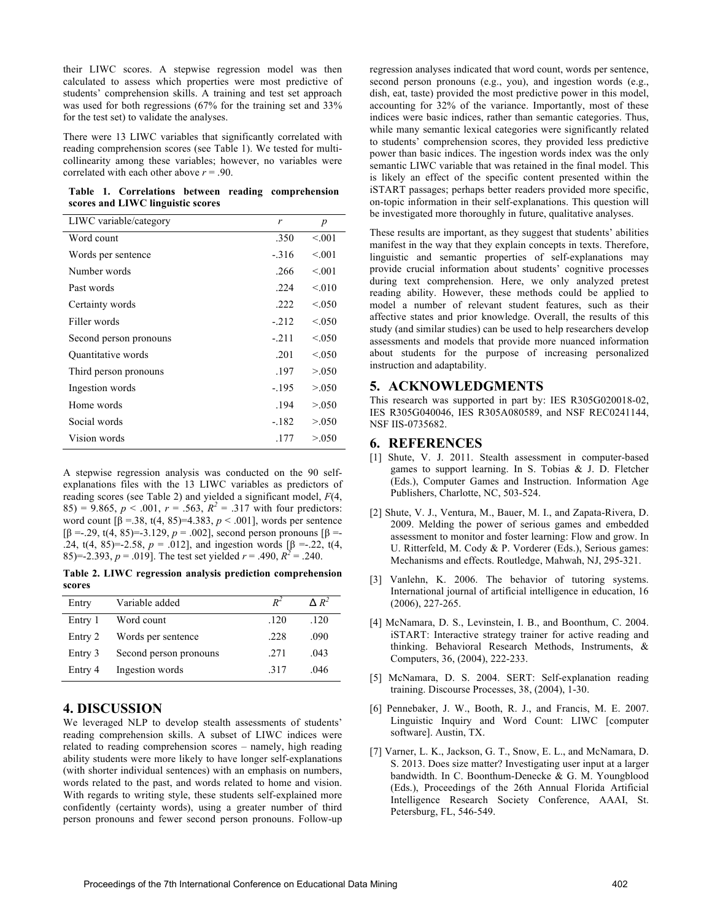their LIWC scores. A stepwise regression model was then calculated to assess which properties were most predictive of students' comprehension skills. A training and test set approach was used for both regressions (67% for the training set and 33% for the test set) to validate the analyses.

There were 13 LIWC variables that significantly correlated with reading comprehension scores (see Table 1). We tested for multi-collinearity among these variables; however, no variables were correlated with each other above $r = .90$.

**Table 1. Correlations between reading comprehension scores and LIWC linguistic scores**

| LIWC variable/category | *r* | *p* |
| --- | --- | --- |
| Word count | .350 | <.001 |
| Words per sentence | -.316 | <.001 |
| Number words | .266 | <.001 |
| Past words | .224 | <.010 |
| Certainty words | .222 | <.050 |
| Filler words | -.212 | <.050 |
| Second person pronouns | -.211 | <.050 |
| Quantitative words | .201 | <.050 |
| Third person pronouns | .197 | >.050 |
| Ingestion words | -.195 | >.050 |
| Home words | .194 | >.050 |
| Social words | -.182 | >.050 |
| Vision words | .177 | >.050 |

A stepwise regression analysis was conducted on the 90 self-explanations files with the 13 LIWC variables as predictors of reading scores (see Table 2) and yielded a significant model, $F(4, 85) = 9.865$, $p < .001$, $r = .563$, $R^2 = .317$ with four predictors: word count [$\beta = .38$, $t(4, 85) = 4.383$, $p < .001$], words per sentence [$\beta = -.29$, $t(4, 85) = -3.129$, $p = .002$], second person pronouns [$\beta = -.24$, $t(4, 85) = -2.58$, $p = .012$], and ingestion words [$\beta = -.22$, $t(4, 85) = -2.393$, $p = .019$]. The test set yielded $r = .490$, $R^2 = .240$.

**Table 2. LIWC regression analysis prediction comprehension scores**

| Entry | Variable added | $R^2$ | $\Delta R^2$ |
| --- | --- | --- | --- |
| Entry 1 | Word count | .120 | .120 |
| Entry 2 | Words per sentence | .228 | .090 |
| Entry 3 | Second person pronouns | .271 | .043 |
| Entry 4 | Ingestion words | .317 | .046 |

## 4. DISCUSSION

We leveraged NLP to develop stealth assessments of students' reading comprehension skills. A subset of LIWC indices were related to reading comprehension scores – namely, high reading ability students were more likely to have longer self-explanations (with shorter individual sentences) with an emphasis on numbers, words related to the past, and words related to home and vision. With regards to writing style, these students self-explained more confidently (certainty words), using a greater number of third person pronouns and fewer second person pronouns. Follow-up regression analyses indicated that word count, words per sentence, second person pronouns (e.g., you), and ingestion words (e.g., dish, eat, taste) provided the most predictive power in this model, accounting for 32% of the variance. Importantly, most of these indices were basic indices, rather than semantic categories. Thus, while many semantic lexical categories were significantly related to students' comprehension scores, they provided less predictive power than basic indices. The ingestion words index was the only semantic LIWC variable that was retained in the final model. This is likely an effect of the specific content presented within the iSTART passages; perhaps better readers provided more specific, on-topic information in their self-explanations. This question will be investigated more thoroughly in future, qualitative analyses.

These results are important, as they suggest that students' abilities manifest in the way that they explain concepts in texts. Therefore, linguistic and semantic properties of self-explanations may provide crucial information about students' cognitive processes during text comprehension. Here, we only analyzed pretest reading ability. However, these methods could be applied to model a number of relevant student features, such as their affective states and prior knowledge. Overall, the results of this study (and similar studies) can be used to help researchers develop assessments and models that provide more nuanced information about students for the purpose of increasing personalized instruction and adaptability.

## 5. ACKNOWLEDGMENTS

This research was supported in part by: IES R305G020018-02, IES R305G040046, IES R305A080589, and NSF REC0241144, NSF IIS-0735682.

## 6. REFERENCES

[1] Shute, V. J. 2011. Stealth assessment in computer-based games to support learning. In S. Tobias & J. D. Fletcher (Eds.), Computer Games and Instruction. Information Age Publishers, Charlotte, NC, 503-524.

[2] Shute, V. J., Ventura, M., Bauer, M. I., and Zapata-Rivera, D. 2009. Melding the power of serious games and embedded assessment to monitor and foster learning: Flow and grow. In U. Ritterfeld, M. Cody & P. Vorderer (Eds.), Serious games: Mechanisms and effects. Routledge, Mahwah, NJ, 295-321.

[3] Vanlehn, K. 2006. The behavior of tutoring systems. International journal of artificial intelligence in education, 16 (2006), 227-265.

[4] McNamara, D. S., Levinstein, I. B., and Boonthum, C. 2004. iSTART: Interactive strategy trainer for active reading and thinking. Behavioral Research Methods, Instruments, & Computers, 36, (2004), 222-233.

[5] McNamara, D. S. 2004. SERT: Self-explanation reading training. Discourse Processes, 38, (2004), 1-30.

[6] Pennebaker, J. W., Booth, R. J., and Francis, M. E. 2007. Linguistic Inquiry and Word Count: LIWC [computer software]. Austin, TX.

[7] Varner, L. K., Jackson, G. T., Snow, E. L., and McNamara, D. S. 2013. Does size matter? Investigating user input at a larger bandwidth. In C. Boonthum-Denecke & G. M. Youngblood (Eds.), Proceedings of the 26th Annual Florida Artificial Intelligence Research Society Conference, AAAI, St. Petersburg, FL, 546-549.